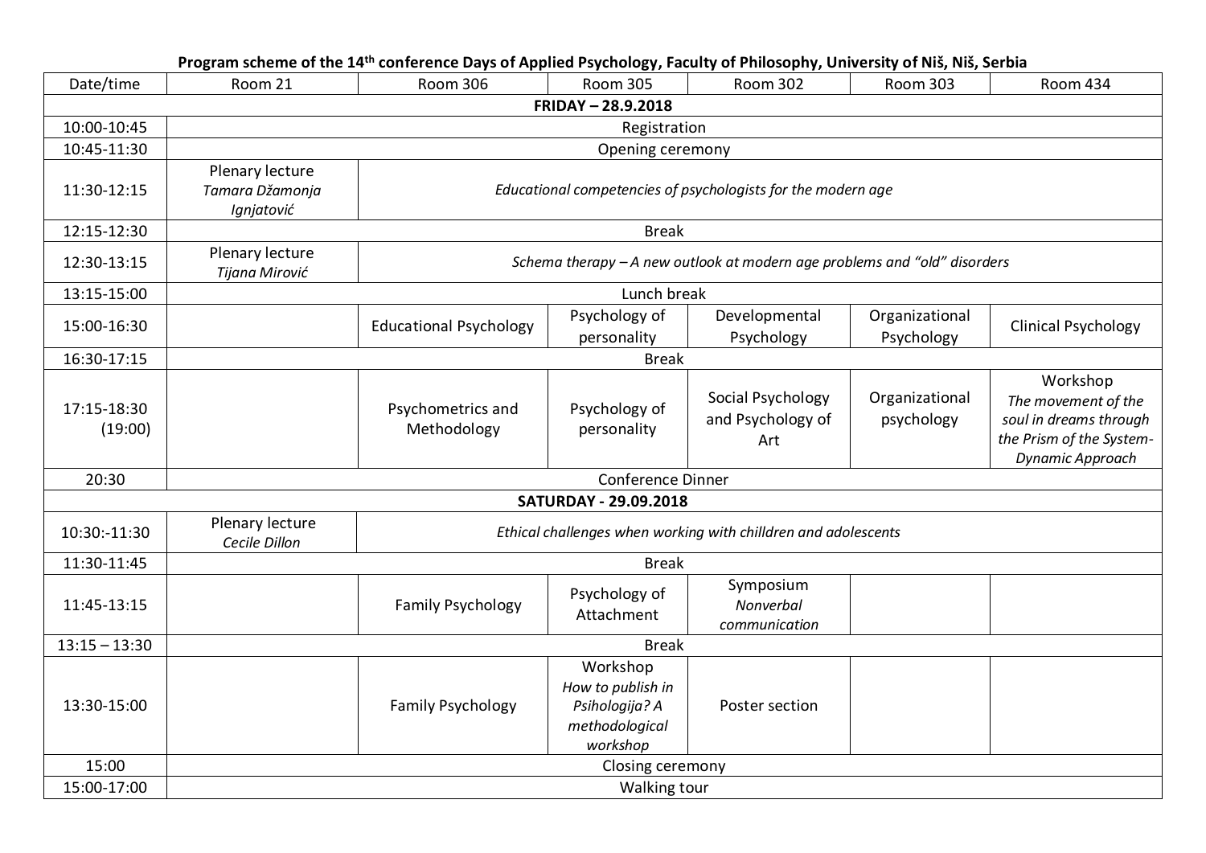**Program scheme of the 14th conference Days of Applied Psychology, Faculty of Philosophy, University of Niš, Niš, Serbia**

| Date/time | Room 21 | Room 306 | Room 305 | Room 302 | Room 303 | Room 434 |
|---|---|---|---|---|---|---|
| **FRIDAY – 28.9.2018** | | | | | | |
| 10:00-10:45 | Registration | | | | | |
| 10:45-11:30 | Opening ceremony | | | | | |
| 11:30-12:15 | Plenary lecture *Tamara Džamonja Ignjatović* | *Educational competencies of psychologists for the modern age* | | | | |
| 12:15-12:30 | Break | | | | | |
| 12:30-13:15 | Plenary lecture *Tijana Mirović* | *Schema therapy – A new outlook at modern age problems and "old" disorders* | | | | |
| 13:15-15:00 | Lunch break | | | | | |
| 15:00-16:30 | | Educational Psychology | Psychology of personality | Developmental Psychology | Organizational Psychology | Clinical Psychology |
| 16:30-17:15 | Break | | | | | |
| 17:15-18:30 (19:00) | | Psychometrics and Methodology | Psychology of personality | Social Psychology and Psychology of Art | Organizational psychology | Workshop *The movement of the soul in dreams through the Prism of the System-Dynamic Approach* |
| 20:30 | Conference Dinner | | | | | |
| **SATURDAY - 29.09.2018** | | | | | | |
| 10:30:-11:30 | Plenary lecture *Cecile Dillon* | *Ethical challenges when working with chilldren and adolescents* | | | | |
| 11:30-11:45 | Break | | | | | |
| 11:45-13:15 | | Family Psychology | Psychology of Attachment | Symposium *Nonverbal communication* | | |
| 13:15 – 13:30 | Break | | | | | |
| 13:30-15:00 | | Family Psychology | Workshop *How to publish in Psihologija? A methodological workshop* | Poster section | | |
| 15:00 | Closing ceremony | | | | | |
| 15:00-17:00 | Walking tour | | | | | |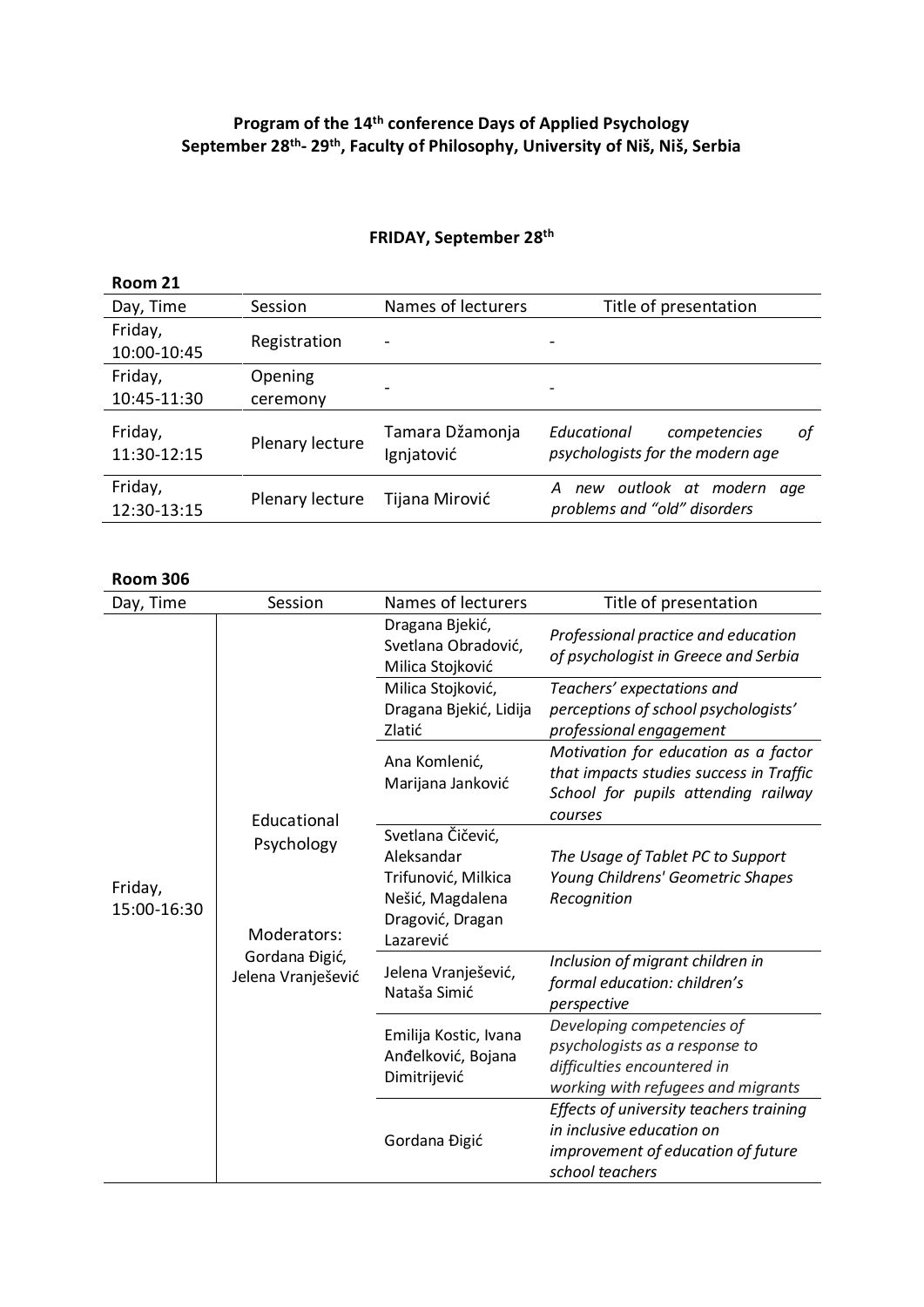**Program of the 14th conference Days of Applied Psychology**
**September 28th- 29th, Faculty of Philosophy, University of Niš, Niš, Serbia**

## FRIDAY, September 28th

**Room 21**

| Day, Time | Session | Names of lecturers | Title of presentation |
|---|---|---|---|
| Friday, 10:00-10:45 | Registration | - | - |
| Friday, 10:45-11:30 | Opening ceremony | - | - |
| Friday, 11:30-12:15 | Plenary lecture | Tamara Džamonja Ignjatović | *Educational competencies of psychologists for the modern age* |
| Friday, 12:30-13:15 | Plenary lecture | Tijana Mirović | *A new outlook at modern age problems and “old” disorders* |

**Room 306**

| Day, Time | Session | Names of lecturers | Title of presentation |
|---|---|---|---|
| Friday, 15:00-16:30 | Educational Psychology<br><br>Moderators: Gordana Đigić, Jelena Vranješević | Dragana Bjekić, Svetlana Obradović, Milica Stojković | *Professional practice and education of psychologist in Greece and Serbia* |
| | | Milica Stojković, Dragana Bjekić, Lidija Zlatić | *Teachers’ expectations and perceptions of school psychologists’ professional engagement* |
| | | Ana Komlenić, Marijana Janković | *Motivation for education as a factor that impacts studies success in Traffic School for pupils attending railway courses* |
| | | Svetlana Čičević, Aleksandar Trifunović, Milkica Nešić, Magdalena Dragović, Dragan Lazarević | *The Usage of Tablet PC to Support Young Childrens' Geometric Shapes Recognition* |
| | | Jelena Vranješević, Nataša Simić | *Inclusion of migrant children in formal education: children’s perspective* |
| | | Emilija Kostic, Ivana Anđelković, Bojana Dimitrijević | *Developing competencies of psychologists as a response to difficulties encountered in working with refugees and migrants* |
| | | Gordana Đigić | *Effects of university teachers training in inclusive education on improvement of education of future school teachers* |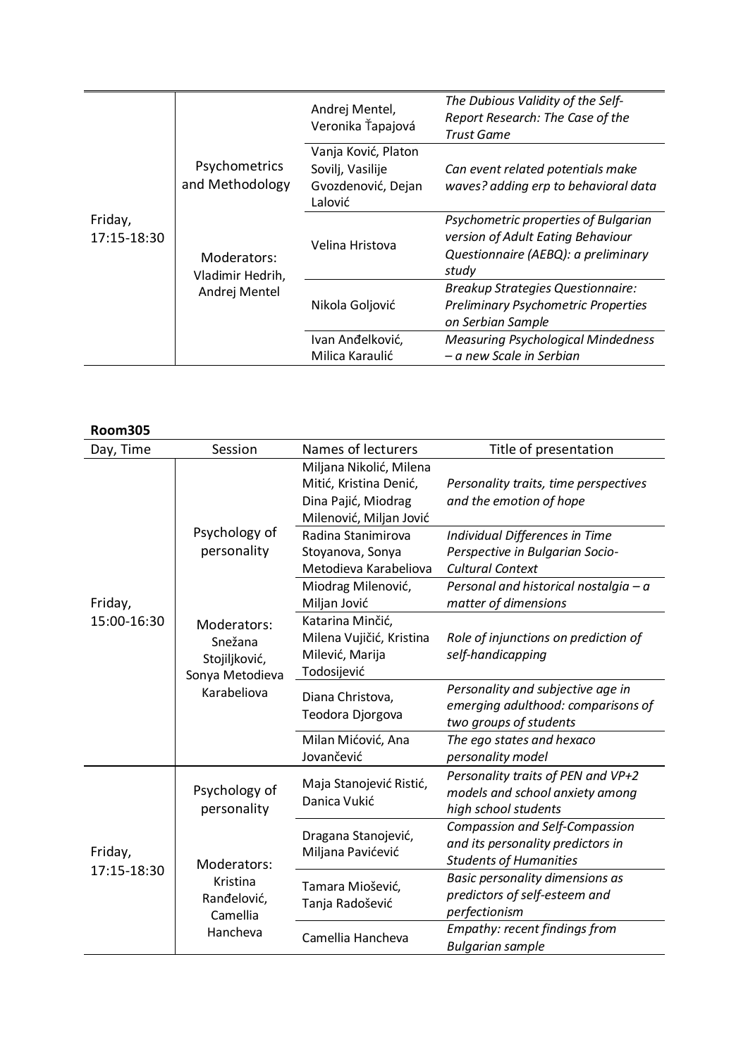| | | | |
|---|---|---|---|
| Friday, 17:15-18:30 | Psychometrics and Methodology<br><br>Moderators: Vladimir Hedrih, Andrej Mentel | Andrej Mentel, Veronika Ťapajová | *The Dubious Validity of the Self-Report Research: The Case of the Trust Game* |
| | | Vanja Ković, Platon Sovilj, Vasilije Gvozdenović, Dejan Lalović | *Can event related potentials make waves? adding erp to behavioral data* |
| | | Velina Hristova | *Psychometric properties of Bulgarian version of Adult Eating Behaviour Questionnaire (AEBQ): a preliminary study* |
| | | Nikola Goljović | *Breakup Strategies Questionnaire: Preliminary Psychometric Properties on Serbian Sample* |
| | | Ivan Anđelković, Milica Karaulić | *Measuring Psychological Mindedness – a new Scale in Serbian* |

**Room305**

| Day, Time | Session | Names of lecturers | Title of presentation |
|---|---|---|---|
| Friday, 15:00-16:30 | Psychology of personality<br><br>Moderators: Snežana Stojiljković, Sonya Metodieva Karabeliova | Miljana Nikolić, Milena Mitić, Kristina Denić, Dina Pajić, Miodrag Milenović, Miljan Jović | *Personality traits, time perspectives and the emotion of hope* |
| | | Radina Stanimirova Stoyanova, Sonya Metodieva Karabeliova | *Individual Differences in Time Perspective in Bulgarian Socio-Cultural Context* |
| | | Miodrag Milenović, Miljan Jović | *Personal and historical nostalgia – a matter of dimensions* |
| | | Katarina Minčić, Milena Vujičić, Kristina Milević, Marija Todosijević | *Role of injunctions on prediction of self-handicapping* |
| | | Diana Christova, Teodora Djorgova | *Personality and subjective age in emerging adulthood: comparisons of two groups of students* |
| | | Milan Mićović, Ana Jovančević | *The ego states and hexaco personality model* |
| Friday, 17:15-18:30 | Psychology of personality<br><br>Moderators: Kristina Ranđelović, Camellia Hancheva | Maja Stanojević Ristić, Danica Vukić | *Personality traits of PEN and VP+2 models and school anxiety among high school students* |
| | | Dragana Stanojević, Miljana Pavićević | *Compassion and Self-Compassion and its personality predictors in Students of Humanities* |
| | | Tamara Miošević, Tanja Radošević | *Basic personality dimensions as predictors of self-esteem and perfectionism* |
| | | Camellia Hancheva | *Empathy: recent findings from Bulgarian sample* |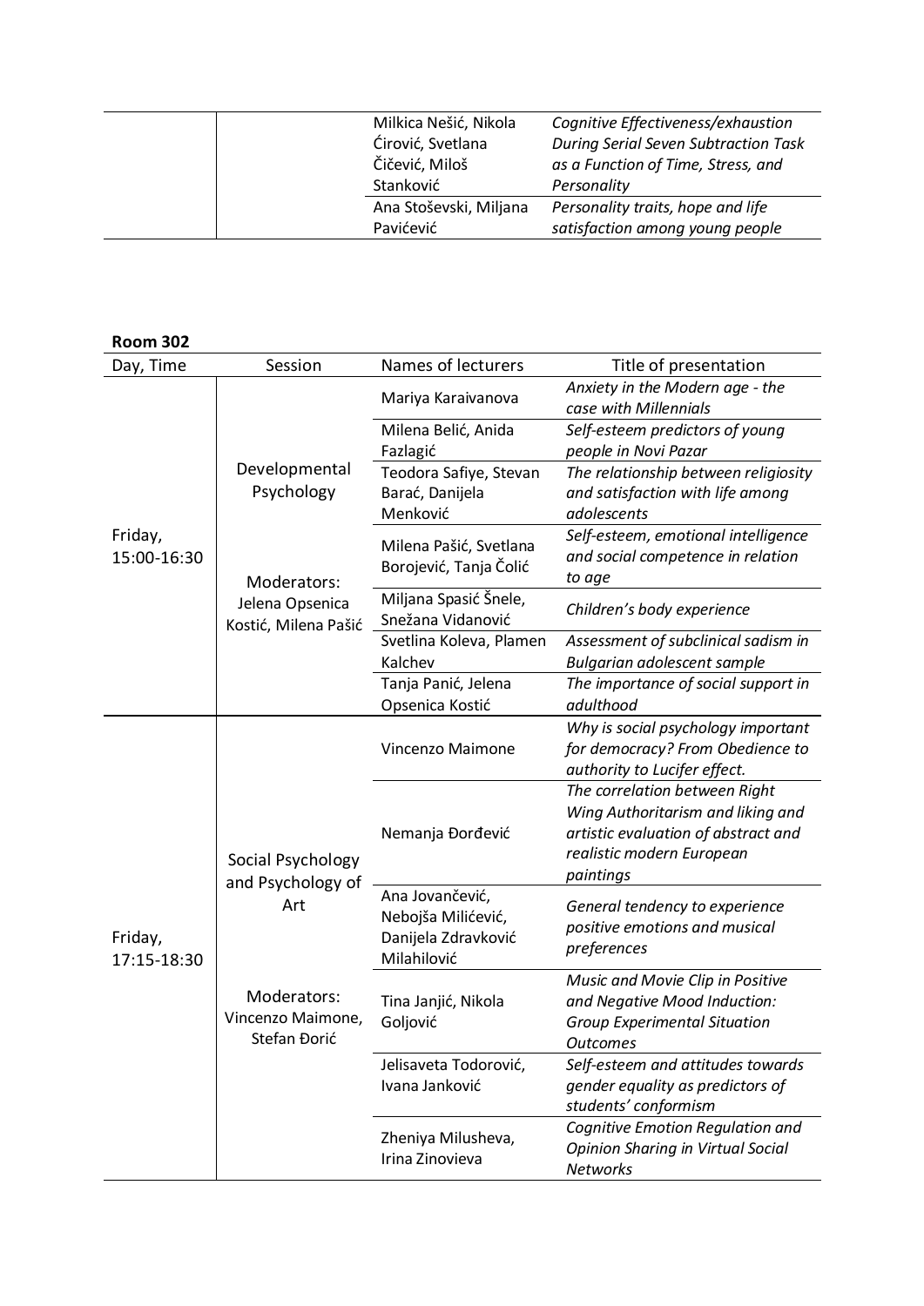| | | | |
|---|---|---|---|
| | | Milkica Nešić, Nikola Ćirović, Svetlana Čičević, Miloš Stanković | *Cognitive Effectiveness/exhaustion During Serial Seven Subtraction Task as a Function of Time, Stress, and Personality* |
| | | Ana Stoševski, Miljana Pavićević | *Personality traits, hope and life satisfaction among young people* |

**Room 302**

| Day, Time | Session | Names of lecturers | Title of presentation |
|---|---|---|---|
| Friday, 15:00-16:30 | Developmental Psychology<br><br>Moderators: Jelena Opsenica Kostić, Milena Pašić | Mariya Karaivanova | *Anxiety in the Modern age - the case with Millennials* |
| | | Milena Belić, Anida Fazlagić | *Self-esteem predictors of young people in Novi Pazar* |
| | | Teodora Safiye, Stevan Barać, Danijela Menković | *The relationship between religiosity and satisfaction with life among adolescents* |
| | | Milena Pašić, Svetlana Borojević, Tanja Čolić | *Self-esteem, emotional intelligence and social competence in relation to age* |
| | | Miljana Spasić Šnele, Snežana Vidanović | *Children's body experience* |
| | | Svetlina Koleva, Plamen Kalchev | *Assessment of subclinical sadism in Bulgarian adolescent sample* |
| | | Tanja Panić, Jelena Opsenica Kostić | *The importance of social support in adulthood* |
| Friday, 17:15-18:30 | Social Psychology and Psychology of Art<br><br>Moderators: Vincenzo Maimone, Stefan Đorić | Vincenzo Maimone | *Why is social psychology important for democracy? From Obedience to authority to Lucifer effect.* |
| | | Nemanja Đorđević | *The correlation between Right Wing Authoritarism and liking and artistic evaluation of abstract and realistic modern European paintings* |
| | | Ana Jovančević, Nebojša Milićević, Danijela Zdravković Milahilović | *General tendency to experience positive emotions and musical preferences* |
| | | Tina Janjić, Nikola Goljović | *Music and Movie Clip in Positive and Negative Mood Induction: Group Experimental Situation Outcomes* |
| | | Jelisaveta Todorović, Ivana Janković | *Self-esteem and attitudes towards gender equality as predictors of students' conformism* |
| | | Zheniya Milusheva, Irina Zinovieva | *Cognitive Emotion Regulation and Opinion Sharing in Virtual Social Networks* |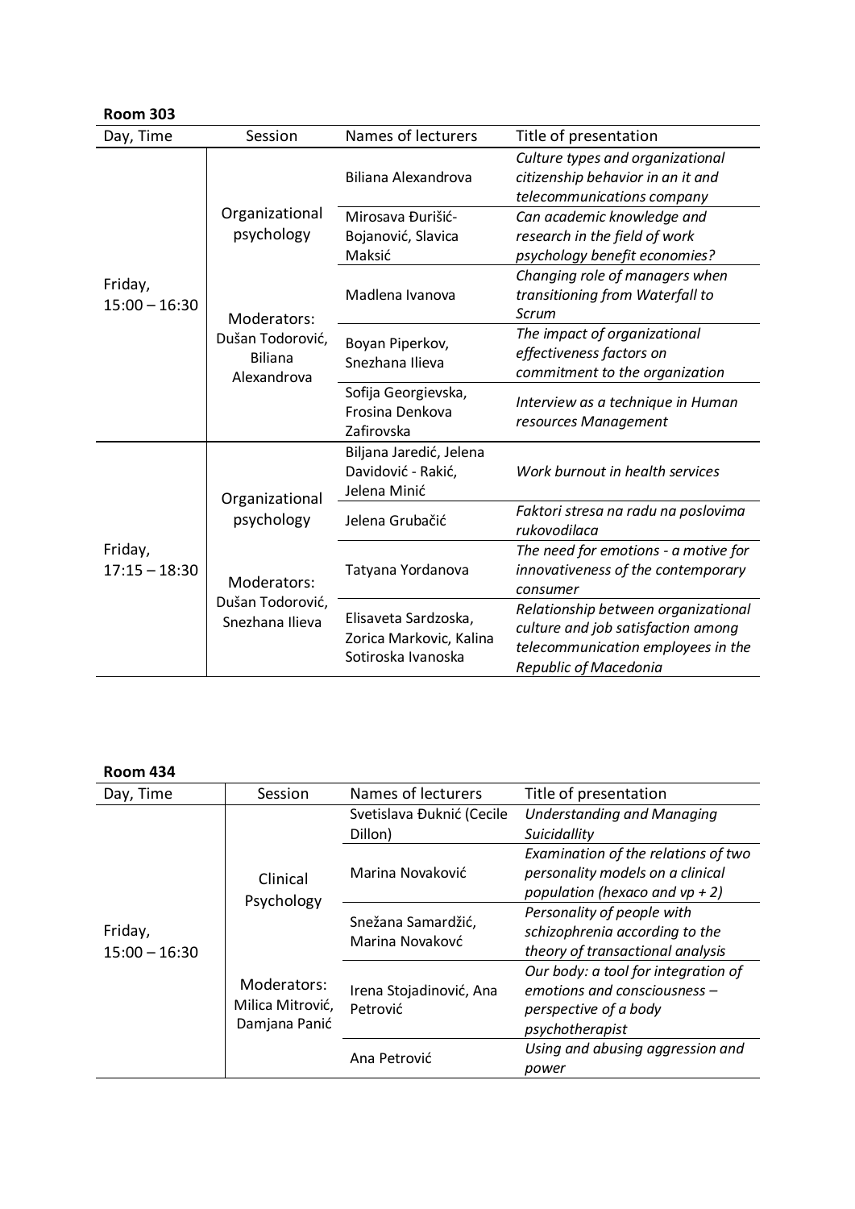**Room 303**

| Day, Time | Session | Names of lecturers | Title of presentation |
|---|---|---|---|
| Friday, 15:00 – 16:30 | Organizational psychology<br><br>Moderators: Dušan Todorović, Biliana Alexandrova | Biliana Alexandrova | *Culture types and organizational citizenship behavior in an it and telecommunications company* |
| | | Mirosava Đurišić-Bojanović, Slavica Maksić | *Can academic knowledge and research in the field of work psychology benefit economies?* |
| | | Madlena Ivanova | *Changing role of managers when transitioning from Waterfall to Scrum* |
| | | Boyan Piperkov, Snezhana Ilieva | *The impact of organizational effectiveness factors on commitment to the organization* |
| | | Sofija Georgievska, Frosina Denkova Zafirovska | *Interview as a technique in Human resources Management* |
| Friday, 17:15 – 18:30 | Organizational psychology<br><br>Moderators: Dušan Todorović, Snezhana Ilieva | Biljana Jaredić, Jelena Davidović - Rakić, Jelena Minić | *Work burnout in health services* |
| | | Jelena Grubačić | *Faktori stresa na radu na poslovima rukovodilaca* |
| | | Tatyana Yordanova | *The need for emotions - a motive for innovativeness of the contemporary consumer* |
| | | Elisaveta Sardzoska, Zorica Markovic, Kalina Sotiroska Ivanoska | *Relationship between organizational culture and job satisfaction among telecommunication employees in the Republic of Macedonia* |

**Room 434**

| Day, Time | Session | Names of lecturers | Title of presentation |
|---|---|---|---|
| Friday, 15:00 – 16:30 | Clinical Psychology<br><br>Moderators: Milica Mitrović, Damjana Panić | Svetislava Đuknić (Cecile Dillon) | *Understanding and Managing Suicidallity* |
| | | Marina Novaković | *Examination of the relations of two personality models on a clinical population (hexaco and vp + 2)* |
| | | Snežana Samardžić, Marina Novakovć | *Personality of people with schizophrenia according to the theory of transactional analysis* |
| | | Irena Stojadinović, Ana Petrović | *Our body: a tool for integration of emotions and consciousness – perspective of a body psychotherapist* |
| | | Ana Petrović | *Using and abusing aggression and power* |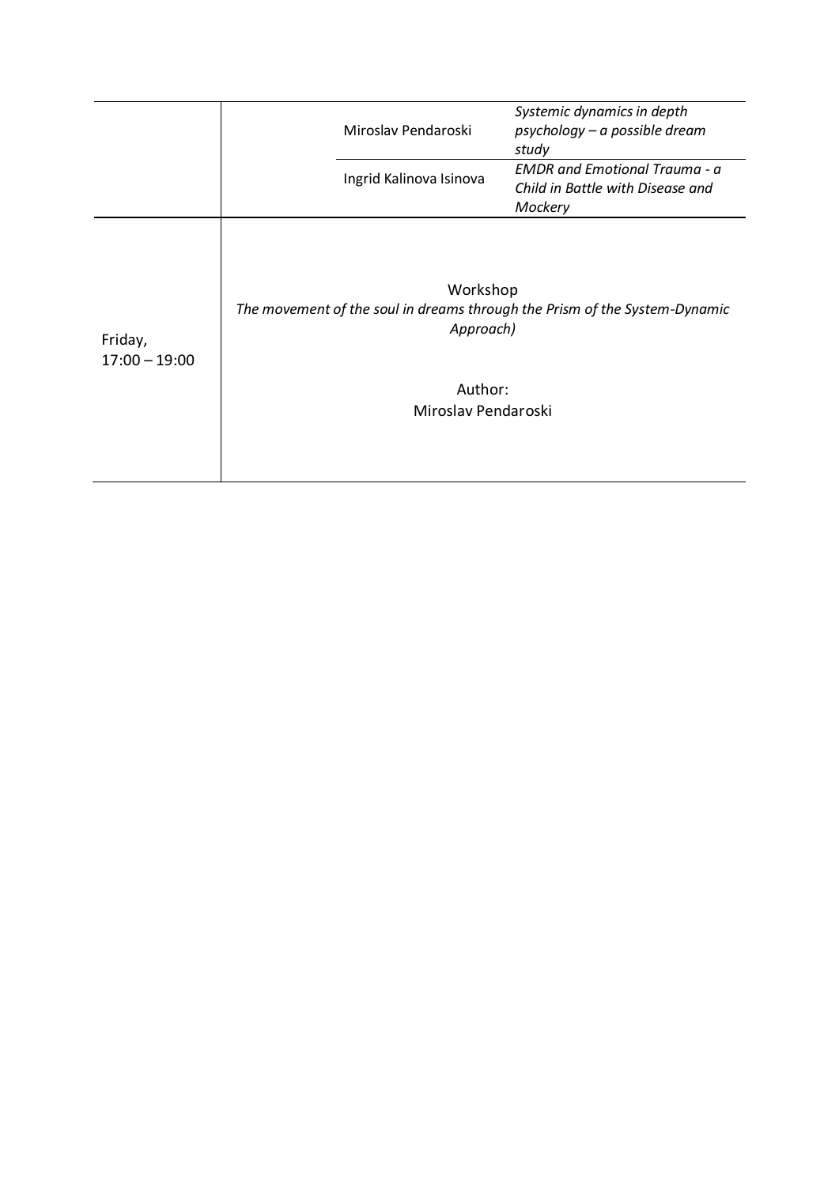| | | | |
|---|---|---|---|
| | | Miroslav Pendaroski | *Systemic dynamics in depth psychology – a possible dream study* |
| | | Ingrid Kalinova Isinova | *EMDR and Emotional Trauma - a Child in Battle with Disease and Mockery* |
| Friday, 17:00 – 19:00 | Workshop<br>*The movement of the soul in dreams through the Prism of the System-Dynamic Approach)*<br><br>Author:<br>Miroslav Pendaroski | | |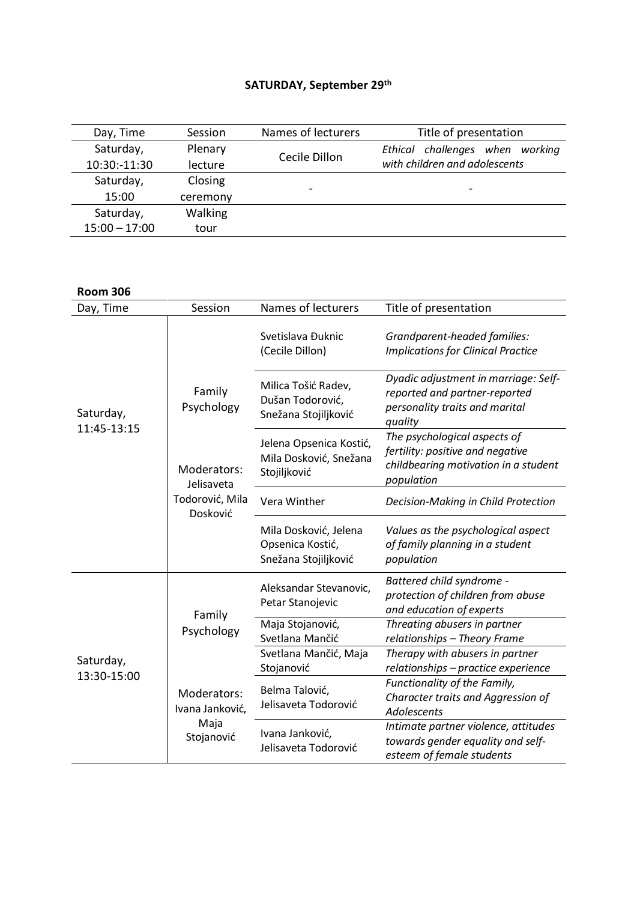**SATURDAY, September 29th**

| Day, Time | Session | Names of lecturers | Title of presentation |
|---|---|---|---|
| Saturday, 10:30:-11:30 | Plenary lecture | Cecile Dillon | *Ethical challenges when working with children and adolescents* |
| Saturday, 15:00 | Closing ceremony | - | - |
| Saturday, 15:00 – 17:00 | Walking tour | | |

**Room 306**

| Day, Time | Session | Names of lecturers | Title of presentation |
|---|---|---|---|
| Saturday, 11:45-13:15 | Family Psychology<br><br>Moderators: Jelisaveta Todorović, Mila Dosković | Svetislava Đuknic (Cecile Dillon) | *Grandparent-headed families: Implications for Clinical Practice* |
| | | Milica Tošić Radev, Dušan Todorović, Snežana Stojiljković | *Dyadic adjustment in marriage: Self-reported and partner-reported personality traits and marital quality* |
| | | Jelena Opsenica Kostić, Mila Dosković, Snežana Stojiljković | *The psychological aspects of fertility: positive and negative childbearing motivation in a student population* |
| | | Vera Winther | *Decision-Making in Child Protection* |
| | | Mila Dosković, Jelena Opsenica Kostić, Snežana Stojiljković | *Values as the psychological aspect of family planning in a student population* |
| Saturday, 13:30-15:00 | Family Psychology<br><br>Moderators: Ivana Janković, Maja Stojanović | Aleksandar Stevanovic, Petar Stanojevic | *Battered child syndrome - protection of children from abuse and education of experts* |
| | | Maja Stojanović, Svetlana Mančić | *Threating abusers in partner relationships – Theory Frame* |
| | | Svetlana Mančić, Maja Stojanović | *Therapy with abusers in partner relationships – practice experience* |
| | | Belma Talović, Jelisaveta Todorović | *Functionality of the Family, Character traits and Aggression of Adolescents* |
| | | Ivana Janković, Jelisaveta Todorović | *Intimate partner violence, attitudes towards gender equality and self-esteem of female students* |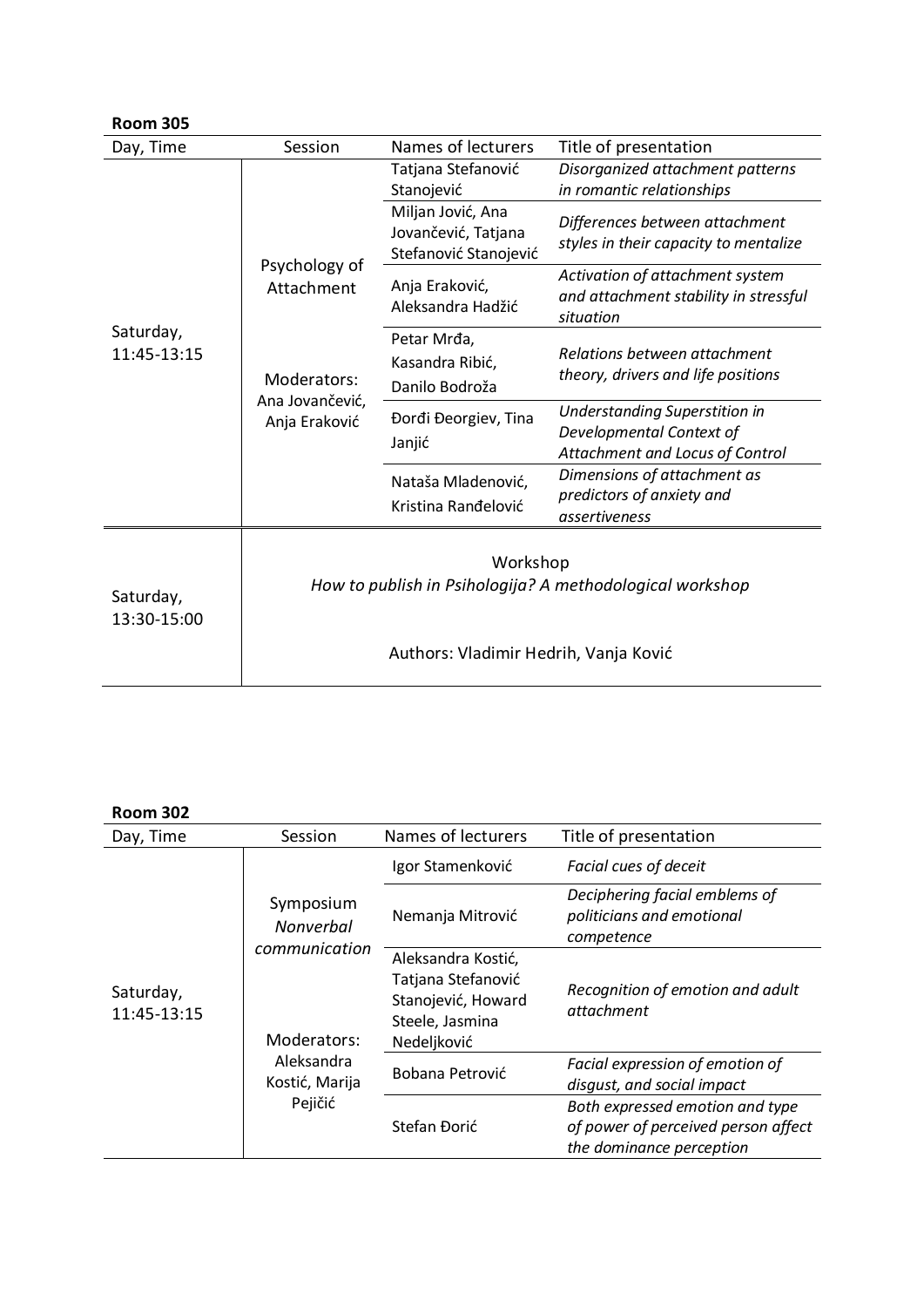**Room 305**

| Day, Time | Session | Names of lecturers | Title of presentation |
| --- | --- | --- | --- |
| Saturday, 11:45-13:15 | Psychology of Attachment<br><br>Moderators: Ana Jovančević, Anja Eraković | Tatjana Stefanović Stanojević | *Disorganized attachment patterns in romantic relationships* |
| | | Miljan Jović, Ana Jovančević, Tatjana Stefanović Stanojević | *Differences between attachment styles in their capacity to mentalize* |
| | | Anja Eraković, Aleksandra Hadžić | *Activation of attachment system and attachment stability in stressful situation* |
| | | Petar Mrđa, Kasandra Ribić, Danilo Bodroža | *Relations between attachment theory, drivers and life positions* |
| | | Đorđi Đeorgiev, Tina Janjić | *Understanding Superstition in Developmental Context of Attachment and Locus of Control* |
| | | Nataša Mladenović, Kristina Ranđelović | *Dimensions of attachment as predictors of anxiety and assertiveness* |
| Saturday, 13:30-15:00 | Workshop<br>*How to publish in Psihologija? A methodological workshop*<br><br>Authors: Vladimir Hedrih, Vanja Ković | | |

**Room 302**

| Day, Time | Session | Names of lecturers | Title of presentation |
| --- | --- | --- | --- |
| Saturday, 11:45-13:15 | Symposium *Nonverbal communication*<br><br>Moderators: Aleksandra Kostić, Marija Pejičić | Igor Stamenković | *Facial cues of deceit* |
| | | Nemanja Mitrović | *Deciphering facial emblems of politicians and emotional competence* |
| | | Aleksandra Kostić, Tatjana Stefanović Stanojević, Howard Steele, Jasmina Nedeljković | *Recognition of emotion and adult attachment* |
| | | Bobana Petrović | *Facial expression of emotion of disgust, and social impact* |
| | | Stefan Đorić | *Both expressed emotion and type of power of perceived person affect the dominance perception* |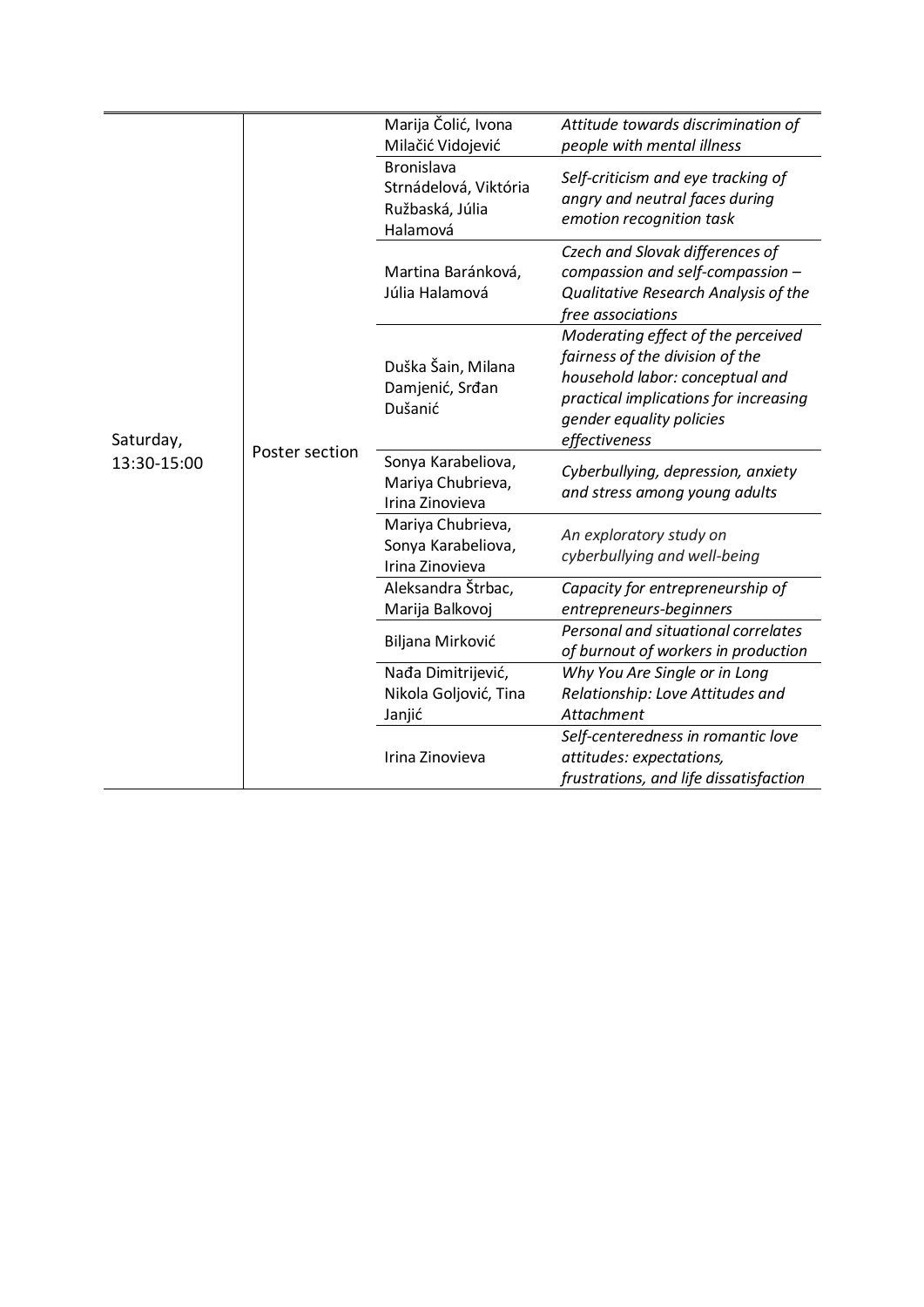| | | | |
|---|---|---|---|
| Saturday, 13:30-15:00 | Poster section | Marija Čolić, Ivona Milačić Vidojević | *Attitude towards discrimination of people with mental illness* |
| | | Bronislava Strnádelová, Viktória Ružbaská, Júlia Halamová | *Self-criticism and eye tracking of angry and neutral faces during emotion recognition task* |
| | | Martina Baránková, Júlia Halamová | *Czech and Slovak differences of compassion and self-compassion – Qualitative Research Analysis of the free associations* |
| | | Duška Šain, Milana Damjenić, Srđan Dušanić | *Moderating effect of the perceived fairness of the division of the household labor: conceptual and practical implications for increasing gender equality policies effectiveness* |
| | | Sonya Karabeliova, Mariya Chubrieva, Irina Zinovieva | *Cyberbullying, depression, anxiety and stress among young adults* |
| | | Mariya Chubrieva, Sonya Karabeliova, Irina Zinovieva | *An exploratory study on cyberbullying and well-being* |
| | | Aleksandra Štrbac, Marija Balkovoj | *Capacity for entrepreneurship of entrepreneurs-beginners* |
| | | Biljana Mirković | *Personal and situational correlates of burnout of workers in production* |
| | | Nađa Dimitrijević, Nikola Goljović, Tina Janjić | *Why You Are Single or in Long Relationship: Love Attitudes and Attachment* |
| | | Irina Zinovieva | *Self-centeredness in romantic love attitudes: expectations, frustrations, and life dissatisfaction* |